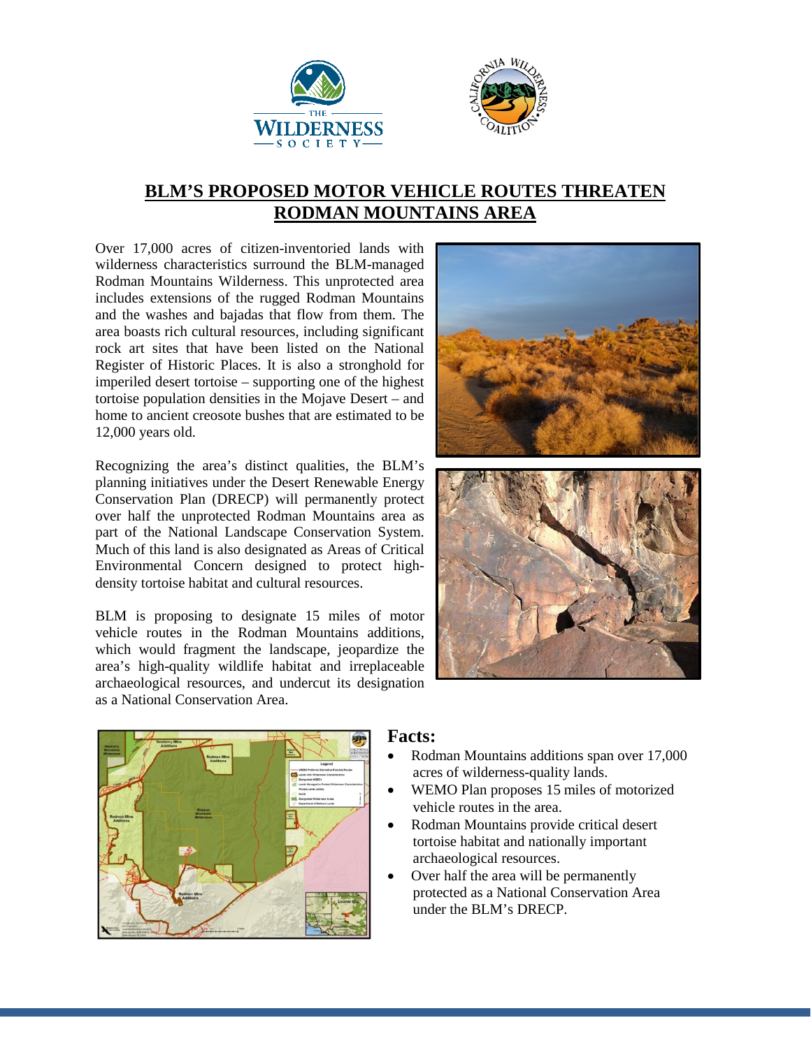# BLM'S PROPOSED MOTOR VEHICLE ROUTES THREATEN RODMAN MOUNTAINS AREA

Over 17,000 acres of citizen-inventoried lands with wilderness characteristics surround the BLM-managed Rodman Mountains Wilderness. This unprotected area includes extensions of the rugged Rodman Mountains and the washes and bajadas that flow from them. The area boasts rich cultural resources, including significant rock art sites that have been listed on the National Register of Historic Places. It is also a stronghold for imperiled desert tortoise – supporting one of the highest tortoise population densities in the Mojave Desert – and home to ancient creosote bushes that are estimated to be 12,000 years old.

Recognizing the area's distinct qualities, the BLM's planning initiatives under the Desert Renewable Energy Conservation Plan (DRECP) will permanently protect over half the unprotected Rodman Mountains area as part of the National Landscape Conservation System. Much of this land is also designated as Areas of Critical Environmental Concern designed to protect high-density tortoise habitat and cultural resources.

BLM is proposing to designate 15 miles of motor vehicle routes in the Rodman Mountains additions, which would fragment the landscape, jeopardize the area's high-quality wildlife habitat and irreplaceable archaeological resources, and undercut its designation as a National Conservation Area.

## Facts:

- Rodman Mountains additions span over 17,000 acres of wilderness-quality lands.
- WEMO Plan proposes 15 miles of motorized vehicle routes in the area.
- Rodman Mountains provide critical desert tortoise habitat and nationally important archaeological resources.
- Over half the area will be permanently protected as a National Conservation Area under the BLM's DRECP.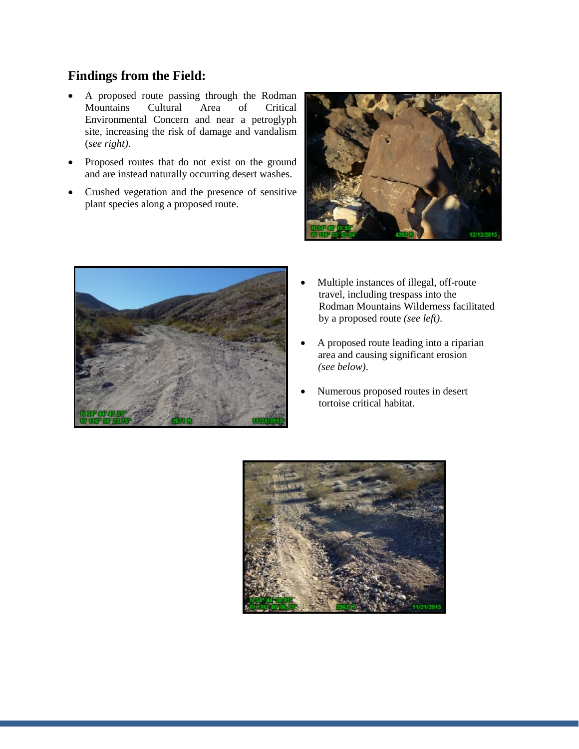## Findings from the Field:

- A proposed route passing through the Rodman Mountains Cultural Area of Critical Environmental Concern and near a petroglyph site, increasing the risk of damage and vandalism (*see right*).
- Proposed routes that do not exist on the ground and are instead naturally occurring desert washes.
- Crushed vegetation and the presence of sensitive plant species along a proposed route.
- Multiple instances of illegal, off-route travel, including trespass into the Rodman Mountains Wilderness facilitated by a proposed route *(see left)*.
- A proposed route leading into a riparian area and causing significant erosion *(see below)*.
- Numerous proposed routes in desert tortoise critical habitat.